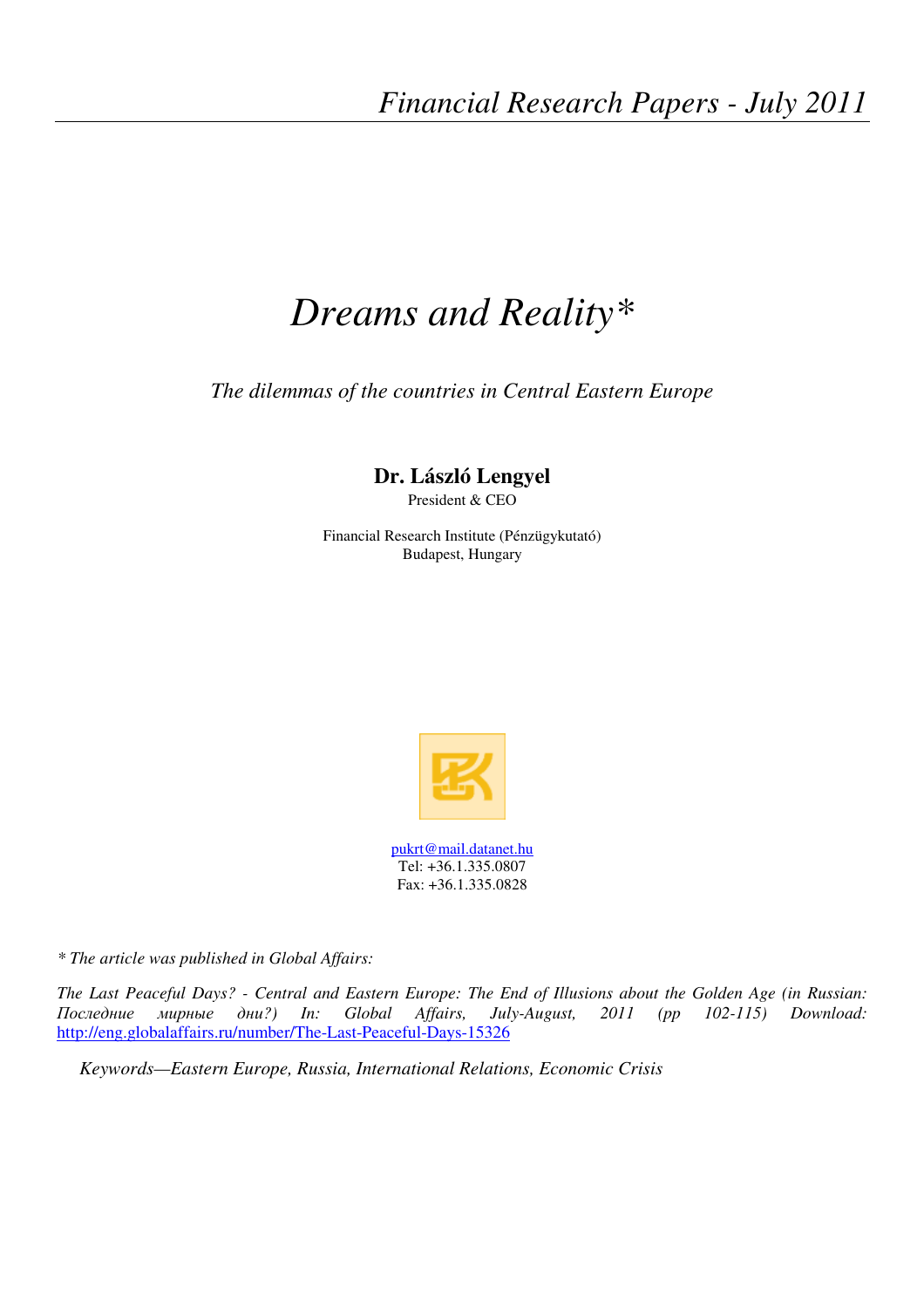*Financial Research Papers - July 2011*

# *Dreams and Reality**

*The dilemmas of the countries in Central Eastern Europe*

**Dr. László Lengyel**
President & CEO

Financial Research Institute (Pénzügykutató)
Budapest, Hungary

pukrt@mail.datanet.hu
Tel: +36.1.335.0807
Fax: +36.1.335.0828

*\* The article was published in Global Affairs:*

*The Last Peaceful Days? - Central and Eastern Europe: The End of Illusions about the Golden Age (in Russian: Последние мирные дни?) In: Global Affairs, July-August, 2011 (pp 102-115) Download:* http://eng.globalaffairs.ru/number/The-Last-Peaceful-Days-15326

*Keywords—Eastern Europe, Russia, International Relations, Economic Crisis*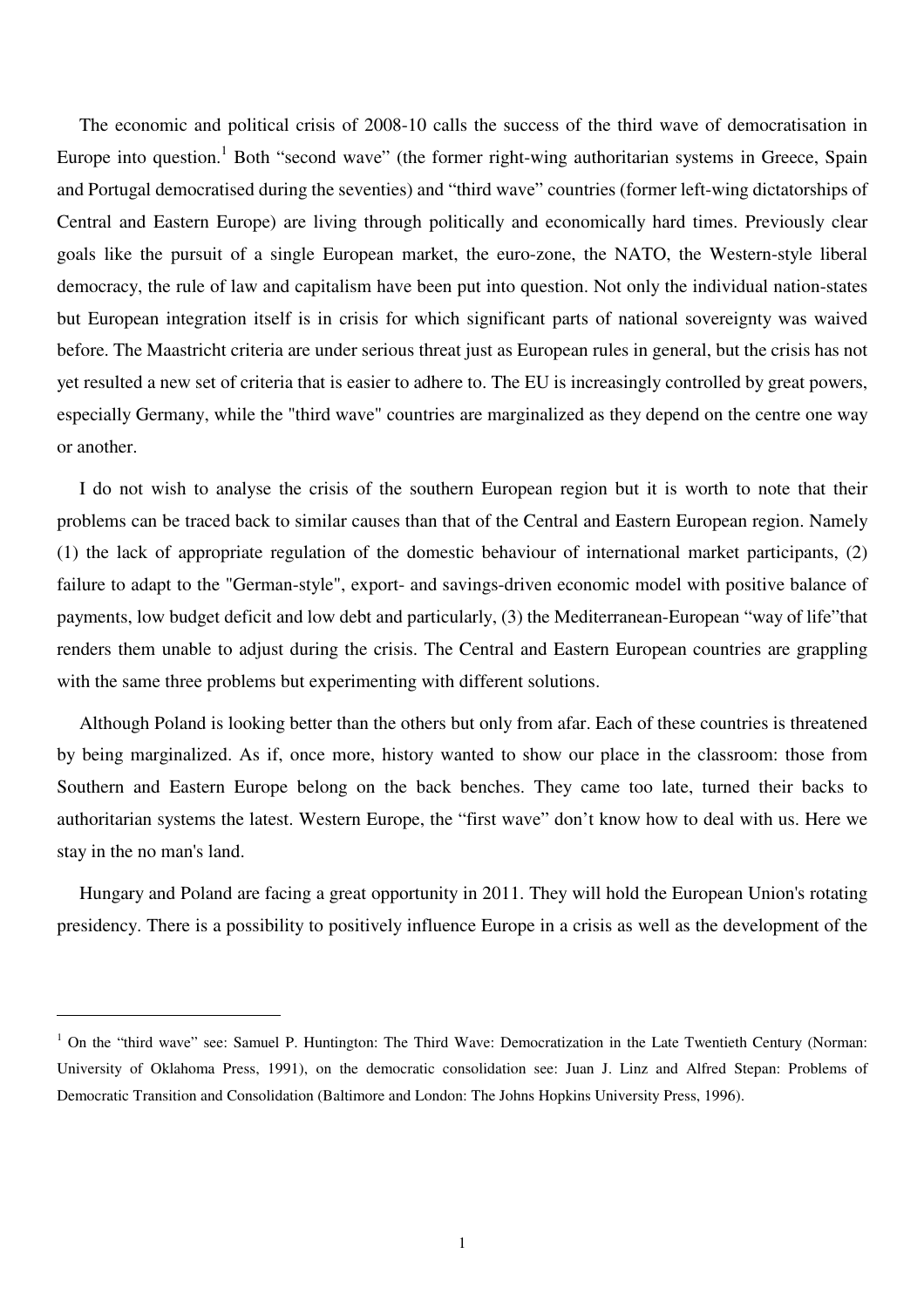The economic and political crisis of 2008-10 calls the success of the third wave of democratisation in Europe into question.[1] Both "second wave" (the former right-wing authoritarian systems in Greece, Spain and Portugal democratised during the seventies) and "third wave" countries (former left-wing dictatorships of Central and Eastern Europe) are living through politically and economically hard times. Previously clear goals like the pursuit of a single European market, the euro-zone, the NATO, the Western-style liberal democracy, the rule of law and capitalism have been put into question. Not only the individual nation-states but European integration itself is in crisis for which significant parts of national sovereignty was waived before. The Maastricht criteria are under serious threat just as European rules in general, but the crisis has not yet resulted a new set of criteria that is easier to adhere to. The EU is increasingly controlled by great powers, especially Germany, while the "third wave" countries are marginalized as they depend on the centre one way or another.

I do not wish to analyse the crisis of the southern European region but it is worth to note that their problems can be traced back to similar causes than that of the Central and Eastern European region. Namely (1) the lack of appropriate regulation of the domestic behaviour of international market participants, (2) failure to adapt to the "German-style", export- and savings-driven economic model with positive balance of payments, low budget deficit and low debt and particularly, (3) the Mediterranean-European "way of life"that renders them unable to adjust during the crisis. The Central and Eastern European countries are grappling with the same three problems but experimenting with different solutions.

Although Poland is looking better than the others but only from afar. Each of these countries is threatened by being marginalized. As if, once more, history wanted to show our place in the classroom: those from Southern and Eastern Europe belong on the back benches. They came too late, turned their backs to authoritarian systems the latest. Western Europe, the "first wave" don't know how to deal with us. Here we stay in the no man's land.

Hungary and Poland are facing a great opportunity in 2011. They will hold the European Union's rotating presidency. There is a possibility to positively influence Europe in a crisis as well as the development of the

---

[1] On the "third wave" see: Samuel P. Huntington: The Third Wave: Democratization in the Late Twentieth Century (Norman: University of Oklahoma Press, 1991), on the democratic consolidation see: Juan J. Linz and Alfred Stepan: Problems of Democratic Transition and Consolidation (Baltimore and London: The Johns Hopkins University Press, 1996).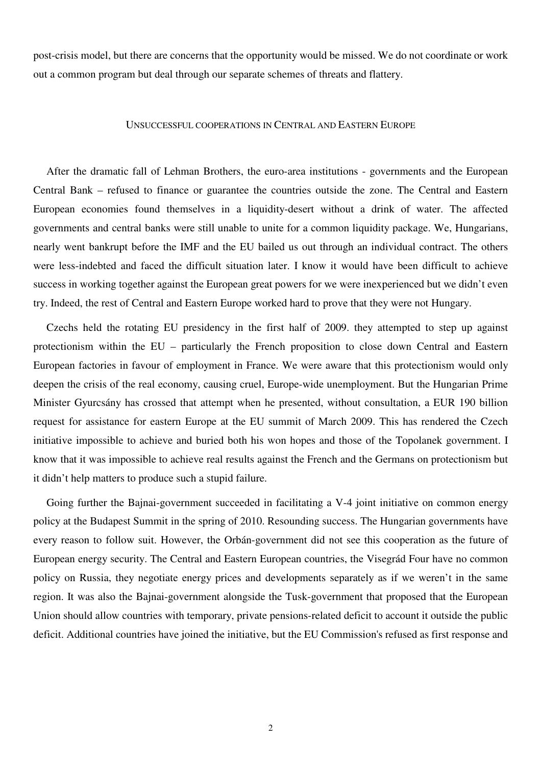post-crisis model, but there are concerns that the opportunity would be missed. We do not coordinate or work out a common program but deal through our separate schemes of threats and flattery.

## Unsuccessful cooperations in Central and Eastern Europe

After the dramatic fall of Lehman Brothers, the euro-area institutions - governments and the European Central Bank – refused to finance or guarantee the countries outside the zone. The Central and Eastern European economies found themselves in a liquidity-desert without a drink of water. The affected governments and central banks were still unable to unite for a common liquidity package. We, Hungarians, nearly went bankrupt before the IMF and the EU bailed us out through an individual contract. The others were less-indebted and faced the difficult situation later. I know it would have been difficult to achieve success in working together against the European great powers for we were inexperienced but we didn't even try. Indeed, the rest of Central and Eastern Europe worked hard to prove that they were not Hungary.

Czechs held the rotating EU presidency in the first half of 2009. they attempted to step up against protectionism within the EU – particularly the French proposition to close down Central and Eastern European factories in favour of employment in France. We were aware that this protectionism would only deepen the crisis of the real economy, causing cruel, Europe-wide unemployment. But the Hungarian Prime Minister Gyurcsány has crossed that attempt when he presented, without consultation, a EUR 190 billion request for assistance for eastern Europe at the EU summit of March 2009. This has rendered the Czech initiative impossible to achieve and buried both his won hopes and those of the Topolanek government. I know that it was impossible to achieve real results against the French and the Germans on protectionism but it didn't help matters to produce such a stupid failure.

Going further the Bajnai-government succeeded in facilitating a V-4 joint initiative on common energy policy at the Budapest Summit in the spring of 2010. Resounding success. The Hungarian governments have every reason to follow suit. However, the Orbán-government did not see this cooperation as the future of European energy security. The Central and Eastern European countries, the Visegrád Four have no common policy on Russia, they negotiate energy prices and developments separately as if we weren't in the same region. It was also the Bajnai-government alongside the Tusk-government that proposed that the European Union should allow countries with temporary, private pensions-related deficit to account it outside the public deficit. Additional countries have joined the initiative, but the EU Commission's refused as first response and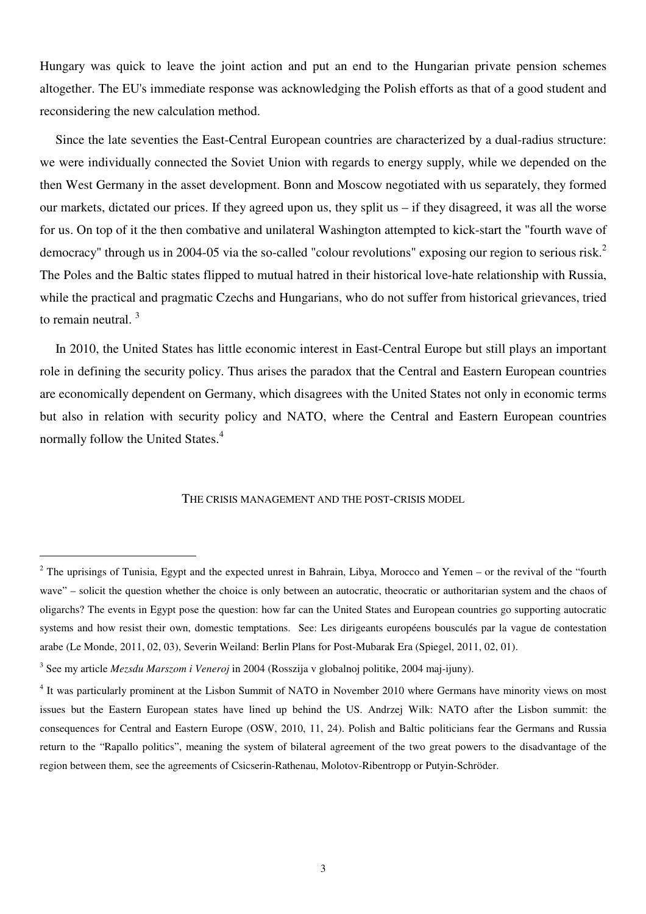Hungary was quick to leave the joint action and put an end to the Hungarian private pension schemes altogether. The EU's immediate response was acknowledging the Polish efforts as that of a good student and reconsidering the new calculation method.

Since the late seventies the East-Central European countries are characterized by a dual-radius structure: we were individually connected the Soviet Union with regards to energy supply, while we depended on the then West Germany in the asset development. Bonn and Moscow negotiated with us separately, they formed our markets, dictated our prices. If they agreed upon us, they split us – if they disagreed, it was all the worse for us. On top of it the then combative and unilateral Washington attempted to kick-start the "fourth wave of democracy" through us in 2004-05 via the so-called "colour revolutions" exposing our region to serious risk.[2] The Poles and the Baltic states flipped to mutual hatred in their historical love-hate relationship with Russia, while the practical and pragmatic Czechs and Hungarians, who do not suffer from historical grievances, tried to remain neutral. [3]

In 2010, the United States has little economic interest in East-Central Europe but still plays an important role in defining the security policy. Thus arises the paradox that the Central and Eastern European countries are economically dependent on Germany, which disagrees with the United States not only in economic terms but also in relation with security policy and NATO, where the Central and Eastern European countries normally follow the United States.[4]

## THE CRISIS MANAGEMENT AND THE POST-CRISIS MODEL

---

[2] The uprisings of Tunisia, Egypt and the expected unrest in Bahrain, Libya, Morocco and Yemen – or the revival of the "fourth wave" – solicit the question whether the choice is only between an autocratic, theocratic or authoritarian system and the chaos of oligarchs? The events in Egypt pose the question: how far can the United States and European countries go supporting autocratic systems and how resist their own, domestic temptations. See: Les dirigeants européens bousculés par la vague de contestation arabe (Le Monde, 2011, 02, 03), Severin Weiland: Berlin Plans for Post-Mubarak Era (Spiegel, 2011, 02, 01).

[3] See my article *Mezsdu Marszom i Veneroj* in 2004 (Rosszija v globalnoj politike, 2004 maj-ijuny).

[4] It was particularly prominent at the Lisbon Summit of NATO in November 2010 where Germans have minority views on most issues but the Eastern European states have lined up behind the US. Andrzej Wilk: NATO after the Lisbon summit: the consequences for Central and Eastern Europe (OSW, 2010, 11, 24). Polish and Baltic politicians fear the Germans and Russia return to the "Rapallo politics", meaning the system of bilateral agreement of the two great powers to the disadvantage of the region between them, see the agreements of Csicserin-Rathenau, Molotov-Ribentropp or Putyin-Schröder.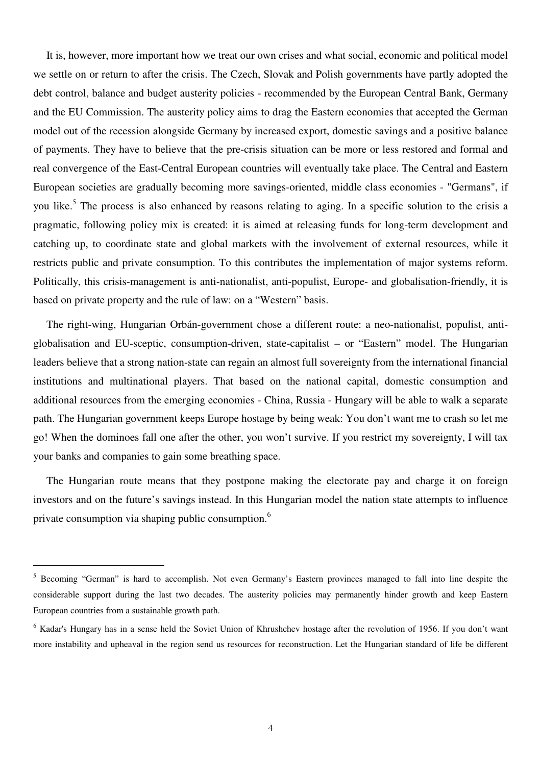It is, however, more important how we treat our own crises and what social, economic and political model we settle on or return to after the crisis. The Czech, Slovak and Polish governments have partly adopted the debt control, balance and budget austerity policies - recommended by the European Central Bank, Germany and the EU Commission. The austerity policy aims to drag the Eastern economies that accepted the German model out of the recession alongside Germany by increased export, domestic savings and a positive balance of payments. They have to believe that the pre-crisis situation can be more or less restored and formal and real convergence of the East-Central European countries will eventually take place. The Central and Eastern European societies are gradually becoming more savings-oriented, middle class economies - "Germans", if you like.[5] The process is also enhanced by reasons relating to aging. In a specific solution to the crisis a pragmatic, following policy mix is created: it is aimed at releasing funds for long-term development and catching up, to coordinate state and global markets with the involvement of external resources, while it restricts public and private consumption. To this contributes the implementation of major systems reform. Politically, this crisis-management is anti-nationalist, anti-populist, Europe- and globalisation-friendly, it is based on private property and the rule of law: on a "Western" basis.

The right-wing, Hungarian Orbán-government chose a different route: a neo-nationalist, populist, anti-globalisation and EU-sceptic, consumption-driven, state-capitalist – or "Eastern" model. The Hungarian leaders believe that a strong nation-state can regain an almost full sovereignty from the international financial institutions and multinational players. That based on the national capital, domestic consumption and additional resources from the emerging economies - China, Russia - Hungary will be able to walk a separate path. The Hungarian government keeps Europe hostage by being weak: You don't want me to crash so let me go! When the dominoes fall one after the other, you won't survive. If you restrict my sovereignty, I will tax your banks and companies to gain some breathing space.

The Hungarian route means that they postpone making the electorate pay and charge it on foreign investors and on the future's savings instead. In this Hungarian model the nation state attempts to influence private consumption via shaping public consumption.[6]

---

[5] Becoming "German" is hard to accomplish. Not even Germany's Eastern provinces managed to fall into line despite the considerable support during the last two decades. The austerity policies may permanently hinder growth and keep Eastern European countries from a sustainable growth path.

[6] Kadar's Hungary has in a sense held the Soviet Union of Khrushchev hostage after the revolution of 1956. If you don't want more instability and upheaval in the region send us resources for reconstruction. Let the Hungarian standard of life be different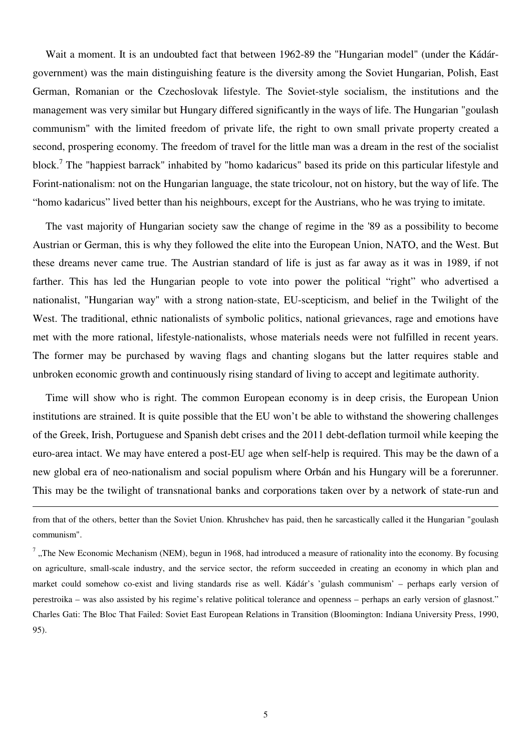Wait a moment. It is an undoubted fact that between 1962-89 the "Hungarian model" (under the Kádár-government) was the main distinguishing feature is the diversity among the Soviet Hungarian, Polish, East German, Romanian or the Czechoslovak lifestyle. The Soviet-style socialism, the institutions and the management was very similar but Hungary differed significantly in the ways of life. The Hungarian "goulash communism" with the limited freedom of private life, the right to own small private property created a second, prospering economy. The freedom of travel for the little man was a dream in the rest of the socialist block.[7] The "happiest barrack" inhabited by "homo kadaricus" based its pride on this particular lifestyle and Forint-nationalism: not on the Hungarian language, the state tricolour, not on history, but the way of life. The "homo kadaricus" lived better than his neighbours, except for the Austrians, who he was trying to imitate.

The vast majority of Hungarian society saw the change of regime in the '89 as a possibility to become Austrian or German, this is why they followed the elite into the European Union, NATO, and the West. But these dreams never came true. The Austrian standard of life is just as far away as it was in 1989, if not farther. This has led the Hungarian people to vote into power the political "right" who advertised a nationalist, "Hungarian way" with a strong nation-state, EU-scepticism, and belief in the Twilight of the West. The traditional, ethnic nationalists of symbolic politics, national grievances, rage and emotions have met with the more rational, lifestyle-nationalists, whose materials needs were not fulfilled in recent years. The former may be purchased by waving flags and chanting slogans but the latter requires stable and unbroken economic growth and continuously rising standard of living to accept and legitimate authority.

Time will show who is right. The common European economy is in deep crisis, the European Union institutions are strained. It is quite possible that the EU won't be able to withstand the showering challenges of the Greek, Irish, Portuguese and Spanish debt crises and the 2011 debt-deflation turmoil while keeping the euro-area intact. We may have entered a post-EU age when self-help is required. This may be the dawn of a new global era of neo-nationalism and social populism where Orbán and his Hungary will be a forerunner. This may be the twilight of transnational banks and corporations taken over by a network of state-run and

---

from that of the others, better than the Soviet Union. Khrushchev has paid, then he sarcastically called it the Hungarian "goulash communism".

[7] „The New Economic Mechanism (NEM), begun in 1968, had introduced a measure of rationality into the economy. By focusing on agriculture, small-scale industry, and the service sector, the reform succeeded in creating an economy in which plan and market could somehow co-exist and living standards rise as well. Kádár's 'gulash communism' – perhaps early version of perestroika – was also assisted by his regime's relative political tolerance and openness – perhaps an early version of glasnost." Charles Gati: The Bloc That Failed: Soviet East European Relations in Transition (Bloomington: Indiana University Press, 1990, 95).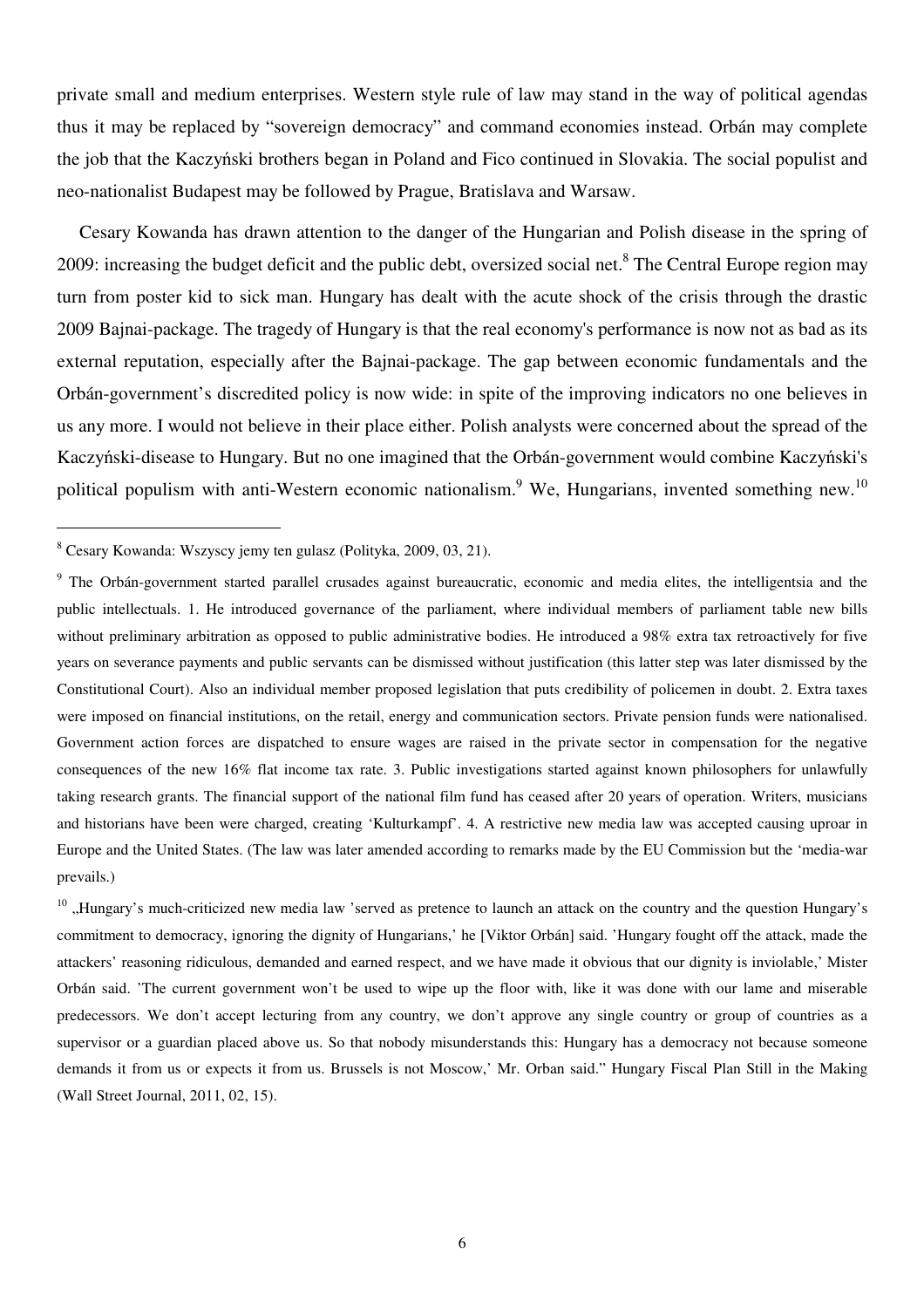private small and medium enterprises. Western style rule of law may stand in the way of political agendas thus it may be replaced by "sovereign democracy" and command economies instead. Orbán may complete the job that the Kaczyński brothers began in Poland and Fico continued in Slovakia. The social populist and neo-nationalist Budapest may be followed by Prague, Bratislava and Warsaw.

Cesary Kowanda has drawn attention to the danger of the Hungarian and Polish disease in the spring of 2009: increasing the budget deficit and the public debt, oversized social net.[8] The Central Europe region may turn from poster kid to sick man. Hungary has dealt with the acute shock of the crisis through the drastic 2009 Bajnai-package. The tragedy of Hungary is that the real economy's performance is now not as bad as its external reputation, especially after the Bajnai-package. The gap between economic fundamentals and the Orbán-government's discredited policy is now wide: in spite of the improving indicators no one believes in us any more. I would not believe in their place either. Polish analysts were concerned about the spread of the Kaczyński-disease to Hungary. But no one imagined that the Orbán-government would combine Kaczyński's political populism with anti-Western economic nationalism.[9] We, Hungarians, invented something new.[10]

---

[8] Cesary Kowanda: Wszyscy jemy ten gulasz (Polityka, 2009, 03, 21).

[9] The Orbán-government started parallel crusades against bureaucratic, economic and media elites, the intelligentsia and the public intellectuals. 1. He introduced governance of the parliament, where individual members of parliament table new bills without preliminary arbitration as opposed to public administrative bodies. He introduced a 98% extra tax retroactively for five years on severance payments and public servants can be dismissed without justification (this latter step was later dismissed by the Constitutional Court). Also an individual member proposed legislation that puts credibility of policemen in doubt. 2. Extra taxes were imposed on financial institutions, on the retail, energy and communication sectors. Private pension funds were nationalised. Government action forces are dispatched to ensure wages are raised in the private sector in compensation for the negative consequences of the new 16% flat income tax rate. 3. Public investigations started against known philosophers for unlawfully taking research grants. The financial support of the national film fund has ceased after 20 years of operation. Writers, musicians and historians have been were charged, creating 'Kulturkampf'. 4. A restrictive new media law was accepted causing uproar in Europe and the United States. (The law was later amended according to remarks made by the EU Commission but the 'media-war prevails.)

[10] „Hungary's much-criticized new media law 'served as pretence to launch an attack on the country and the question Hungary's commitment to democracy, ignoring the dignity of Hungarians,' he [Viktor Orbán] said. 'Hungary fought off the attack, made the attackers' reasoning ridiculous, demanded and earned respect, and we have made it obvious that our dignity is inviolable,' Mister Orbán said. 'The current government won't be used to wipe up the floor with, like it was done with our lame and miserable predecessors. We don't accept lecturing from any country, we don't approve any single country or group of countries as a supervisor or a guardian placed above us. So that nobody misunderstands this: Hungary has a democracy not because someone demands it from us or expects it from us. Brussels is not Moscow,' Mr. Orban said." Hungary Fiscal Plan Still in the Making (Wall Street Journal, 2011, 02, 15).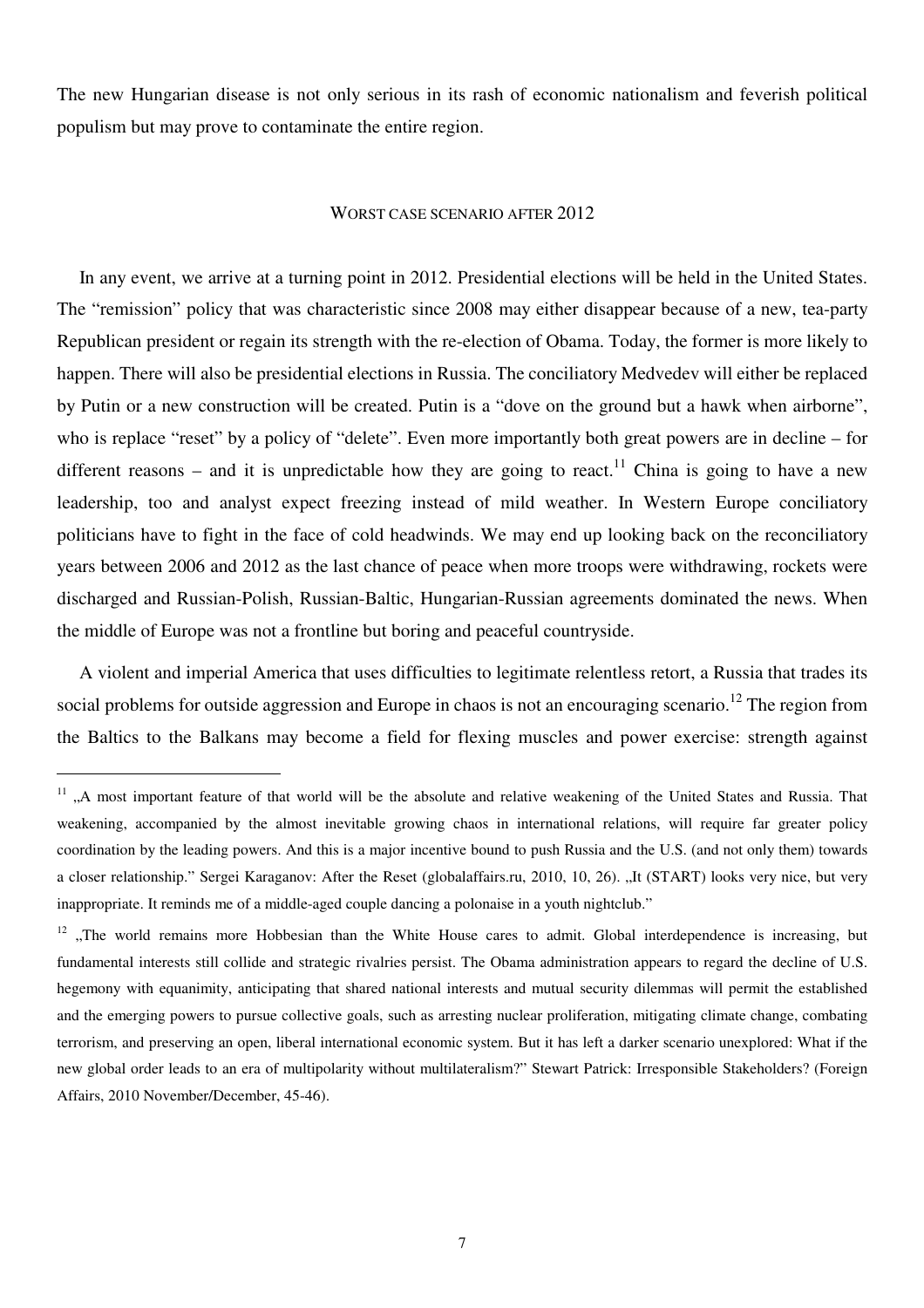The new Hungarian disease is not only serious in its rash of economic nationalism and feverish political populism but may prove to contaminate the entire region.

## WORST CASE SCENARIO AFTER 2012

In any event, we arrive at a turning point in 2012. Presidential elections will be held in the United States. The "remission" policy that was characteristic since 2008 may either disappear because of a new, tea-party Republican president or regain its strength with the re-election of Obama. Today, the former is more likely to happen. There will also be presidential elections in Russia. The conciliatory Medvedev will either be replaced by Putin or a new construction will be created. Putin is a "dove on the ground but a hawk when airborne", who is replace "reset" by a policy of "delete". Even more importantly both great powers are in decline – for different reasons – and it is unpredictable how they are going to react.[11] China is going to have a new leadership, too and analyst expect freezing instead of mild weather. In Western Europe conciliatory politicians have to fight in the face of cold headwinds. We may end up looking back on the reconciliatory years between 2006 and 2012 as the last chance of peace when more troops were withdrawing, rockets were discharged and Russian-Polish, Russian-Baltic, Hungarian-Russian agreements dominated the news. When the middle of Europe was not a frontline but boring and peaceful countryside.

A violent and imperial America that uses difficulties to legitimate relentless retort, a Russia that trades its social problems for outside aggression and Europe in chaos is not an encouraging scenario.[12] The region from the Baltics to the Balkans may become a field for flexing muscles and power exercise: strength against

---

[11] „A most important feature of that world will be the absolute and relative weakening of the United States and Russia. That weakening, accompanied by the almost inevitable growing chaos in international relations, will require far greater policy coordination by the leading powers. And this is a major incentive bound to push Russia and the U.S. (and not only them) towards a closer relationship." Sergei Karaganov: After the Reset (globalaffairs.ru, 2010, 10, 26). „It (START) looks very nice, but very inappropriate. It reminds me of a middle-aged couple dancing a polonaise in a youth nightclub."

[12] „The world remains more Hobbesian than the White House cares to admit. Global interdependence is increasing, but fundamental interests still collide and strategic rivalries persist. The Obama administration appears to regard the decline of U.S. hegemony with equanimity, anticipating that shared national interests and mutual security dilemmas will permit the established and the emerging powers to pursue collective goals, such as arresting nuclear proliferation, mitigating climate change, combating terrorism, and preserving an open, liberal international economic system. But it has left a darker scenario unexplored: What if the new global order leads to an era of multipolarity without multilateralism?" Stewart Patrick: Irresponsible Stakeholders? (Foreign Affairs, 2010 November/December, 45-46).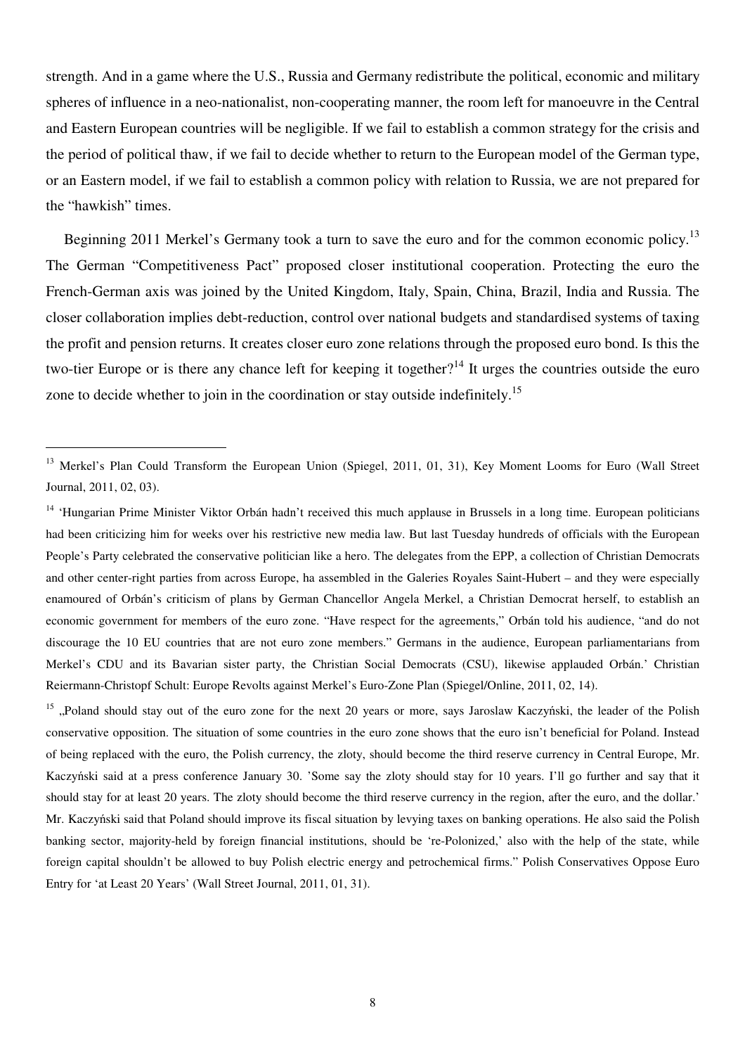strength. And in a game where the U.S., Russia and Germany redistribute the political, economic and military spheres of influence in a neo-nationalist, non-cooperating manner, the room left for manoeuvre in the Central and Eastern European countries will be negligible. If we fail to establish a common strategy for the crisis and the period of political thaw, if we fail to decide whether to return to the European model of the German type, or an Eastern model, if we fail to establish a common policy with relation to Russia, we are not prepared for the "hawkish" times.

Beginning 2011 Merkel's Germany took a turn to save the euro and for the common economic policy.[13] The German "Competitiveness Pact" proposed closer institutional cooperation. Protecting the euro the French-German axis was joined by the United Kingdom, Italy, Spain, China, Brazil, India and Russia. The closer collaboration implies debt-reduction, control over national budgets and standardised systems of taxing the profit and pension returns. It creates closer euro zone relations through the proposed euro bond. Is this the two-tier Europe or is there any chance left for keeping it together?[14] It urges the countries outside the euro zone to decide whether to join in the coordination or stay outside indefinitely.[15]

---

[13] Merkel's Plan Could Transform the European Union (Spiegel, 2011, 01, 31), Key Moment Looms for Euro (Wall Street Journal, 2011, 02, 03).

[14] 'Hungarian Prime Minister Viktor Orbán hadn't received this much applause in Brussels in a long time. European politicians had been criticizing him for weeks over his restrictive new media law. But last Tuesday hundreds of officials with the European People's Party celebrated the conservative politician like a hero. The delegates from the EPP, a collection of Christian Democrats and other center-right parties from across Europe, ha assembled in the Galeries Royales Saint-Hubert – and they were especially enamoured of Orbán's criticism of plans by German Chancellor Angela Merkel, a Christian Democrat herself, to establish an economic government for members of the euro zone. "Have respect for the agreements," Orbán told his audience, "and do not discourage the 10 EU countries that are not euro zone members." Germans in the audience, European parliamentarians from Merkel's CDU and its Bavarian sister party, the Christian Social Democrats (CSU), likewise applauded Orbán.' Christian Reiermann-Christopf Schult: Europe Revolts against Merkel's Euro-Zone Plan (Spiegel/Online, 2011, 02, 14).

[15] „Poland should stay out of the euro zone for the next 20 years or more, says Jaroslaw Kaczyński, the leader of the Polish conservative opposition. The situation of some countries in the euro zone shows that the euro isn't beneficial for Poland. Instead of being replaced with the euro, the Polish currency, the zloty, should become the third reserve currency in Central Europe, Mr. Kaczyński said at a press conference January 30. 'Some say the zloty should stay for 10 years. I'll go further and say that it should stay for at least 20 years. The zloty should become the third reserve currency in the region, after the euro, and the dollar.' Mr. Kaczyński said that Poland should improve its fiscal situation by levying taxes on banking operations. He also said the Polish banking sector, majority-held by foreign financial institutions, should be 're-Polonized,' also with the help of the state, while foreign capital shouldn't be allowed to buy Polish electric energy and petrochemical firms." Polish Conservatives Oppose Euro Entry for 'at Least 20 Years' (Wall Street Journal, 2011, 01, 31).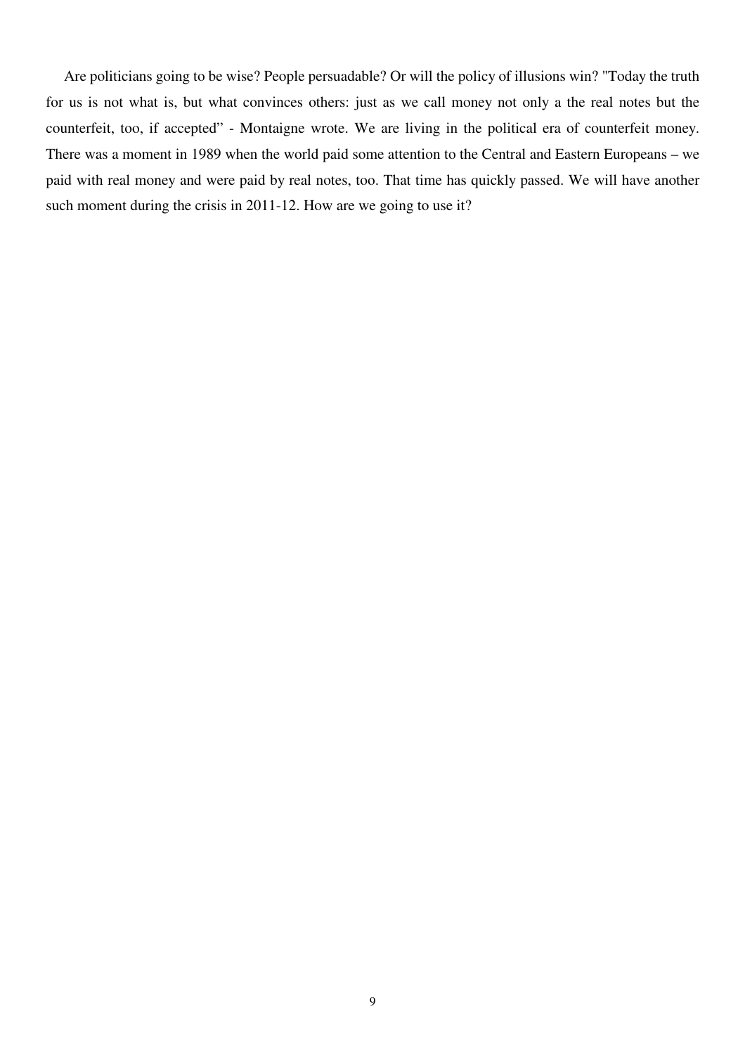Are politicians going to be wise? People persuadable? Or will the policy of illusions win? "Today the truth for us is not what is, but what convinces others: just as we call money not only a the real notes but the counterfeit, too, if accepted" - Montaigne wrote. We are living in the political era of counterfeit money. There was a moment in 1989 when the world paid some attention to the Central and Eastern Europeans – we paid with real money and were paid by real notes, too. That time has quickly passed. We will have another such moment during the crisis in 2011-12. How are we going to use it?